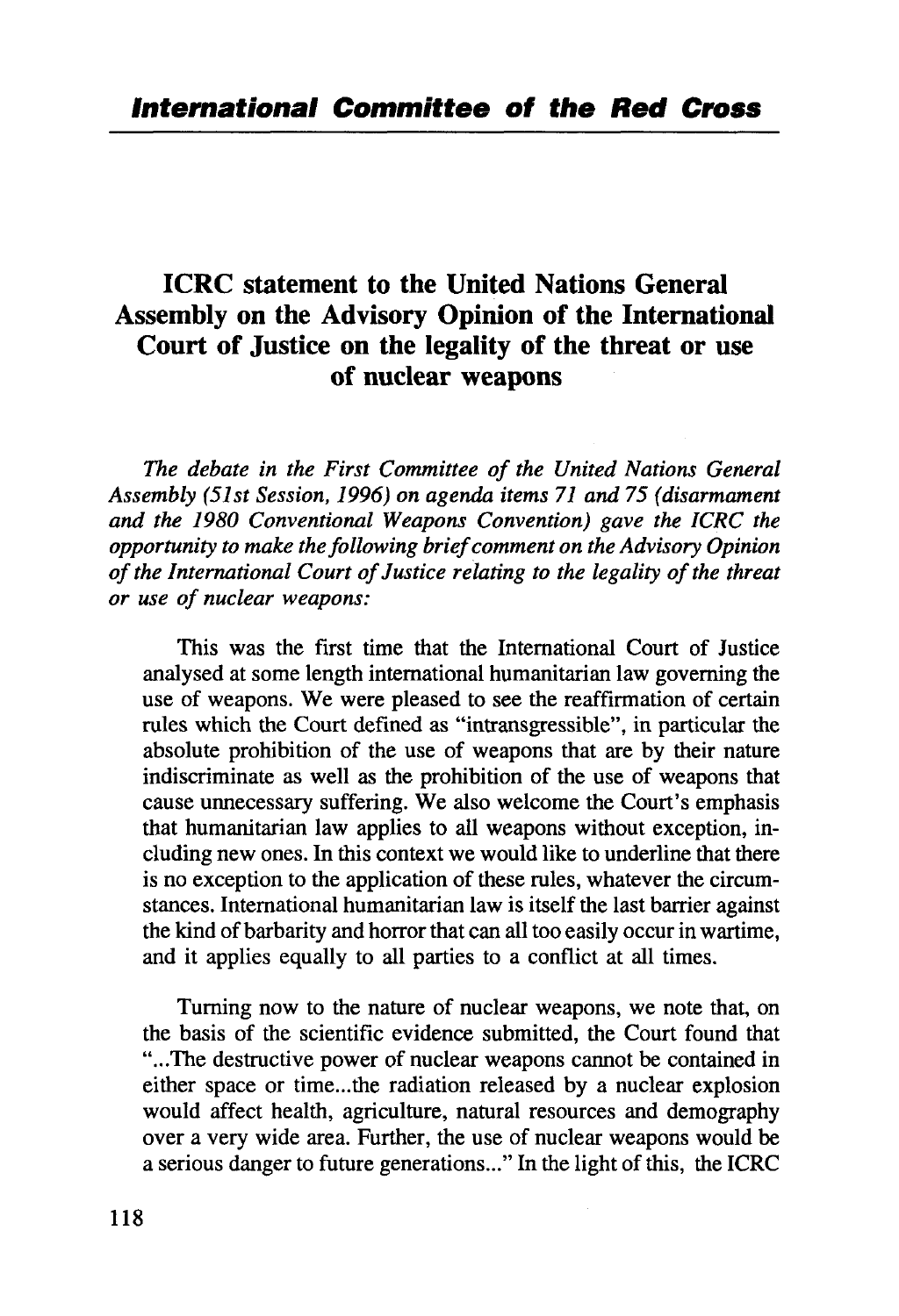# ICRC statement to the United Nations General Assembly on the Advisory Opinion of the International Court of Justice on the legality of the threat or use of nuclear weapons

*The debate in the First Committee of the United Nations General Assembly (51st Session, 1996) on agenda items 71 and 75 (disarmament and the 1980 Conventional Weapons Convention) gave the ICRC the opportunity to make the following brief comment on the Advisory Opinion of the International Court of Justice relating to the legality of the threat or use of nuclear weapons:*

This was the first time that the International Court of Justice analysed at some length international humanitarian law governing the use of weapons. We were pleased to see the reaffirmation of certain rules which the Court defined as "intransgressible", in particular the absolute prohibition of the use of weapons that are by their nature indiscriminate as well as the prohibition of the use of weapons that cause unnecessary suffering. We also welcome the Court's emphasis that humanitarian law applies to all weapons without exception, including new ones. In this context we would like to underline that there is no exception to the application of these rules, whatever the circumstances. International humanitarian law is itself the last barrier against the kind of barbarity and horror that can all too easily occur in wartime, and it applies equally to all parties to a conflict at all times.

Turning now to the nature of nuclear weapons, we note that, on the basis of the scientific evidence submitted, the Court found that "...The destructive power of nuclear weapons cannot be contained in either space or time...the radiation released by a nuclear explosion would affect health, agriculture, natural resources and demography over a very wide area. Further, the use of nuclear weapons would be a serious danger to future generations..." In the light of this, the ICRC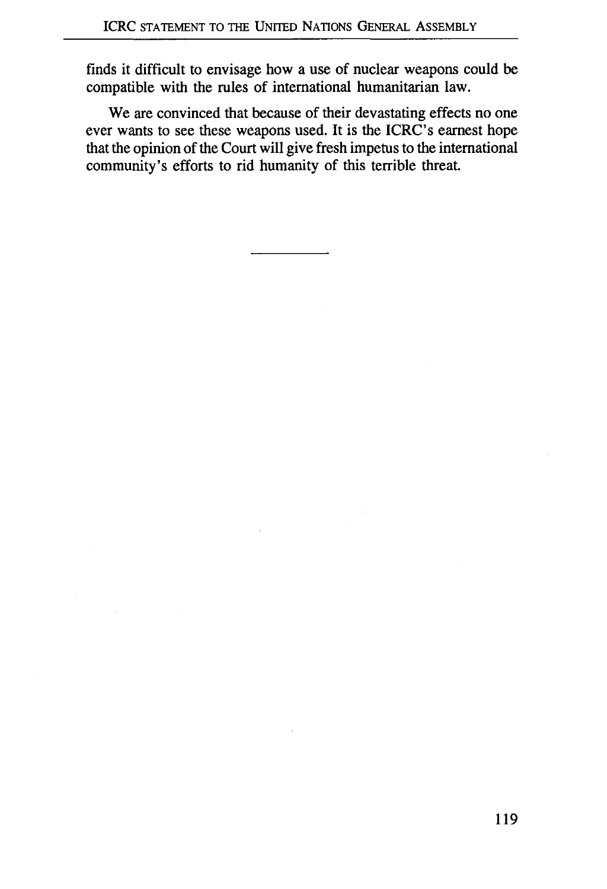finds it difficult to envisage how a use of nuclear weapons could be compatible with the rules of international humanitarian law.

We are convinced that because of their devastating effects no one ever wants to see these weapons used. It is the ICRC's earnest hope that the opinion of the Court will give fresh impetus to the international community's efforts to rid humanity of this terrible threat.